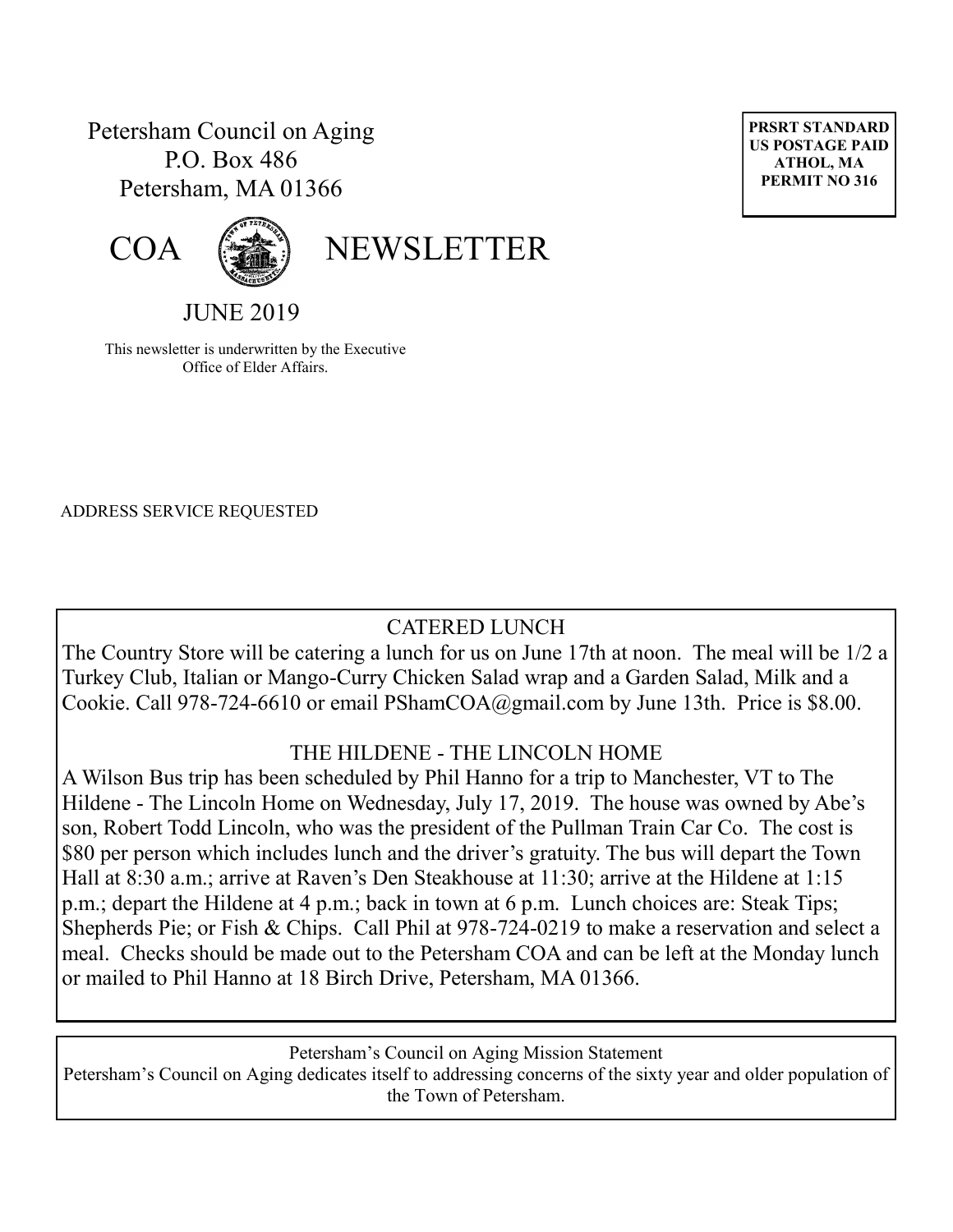Petersham Council on Aging
P.O. Box 486
Petersham, MA 01366

**PRSRT STANDARD**
**US POSTAGE PAID**
**ATHOL, MA**
**PERMIT NO 316**

# COA NEWSLETTER

## JUNE 2019

This newsletter is underwritten by the Executive Office of Elder Affairs.

ADDRESS SERVICE REQUESTED

### CATERED LUNCH

The Country Store will be catering a lunch for us on June 17th at noon. The meal will be 1/2 a Turkey Club, Italian or Mango-Curry Chicken Salad wrap and a Garden Salad, Milk and a Cookie. Call 978-724-6610 or email PShamCOA@gmail.com by June 13th. Price is $8.00.

### THE HILDENE - THE LINCOLN HOME

A Wilson Bus trip has been scheduled by Phil Hanno for a trip to Manchester, VT to The Hildene - The Lincoln Home on Wednesday, July 17, 2019. The house was owned by Abe's son, Robert Todd Lincoln, who was the president of the Pullman Train Car Co. The cost is $80 per person which includes lunch and the driver's gratuity. The bus will depart the Town Hall at 8:30 a.m.; arrive at Raven's Den Steakhouse at 11:30; arrive at the Hildene at 1:15 p.m.; depart the Hildene at 4 p.m.; back in town at 6 p.m. Lunch choices are: Steak Tips; Shepherds Pie; or Fish & Chips. Call Phil at 978-724-0219 to make a reservation and select a meal. Checks should be made out to the Petersham COA and can be left at the Monday lunch or mailed to Phil Hanno at 18 Birch Drive, Petersham, MA 01366.

Petersham's Council on Aging Mission Statement

Petersham's Council on Aging dedicates itself to addressing concerns of the sixty year and older population of the Town of Petersham.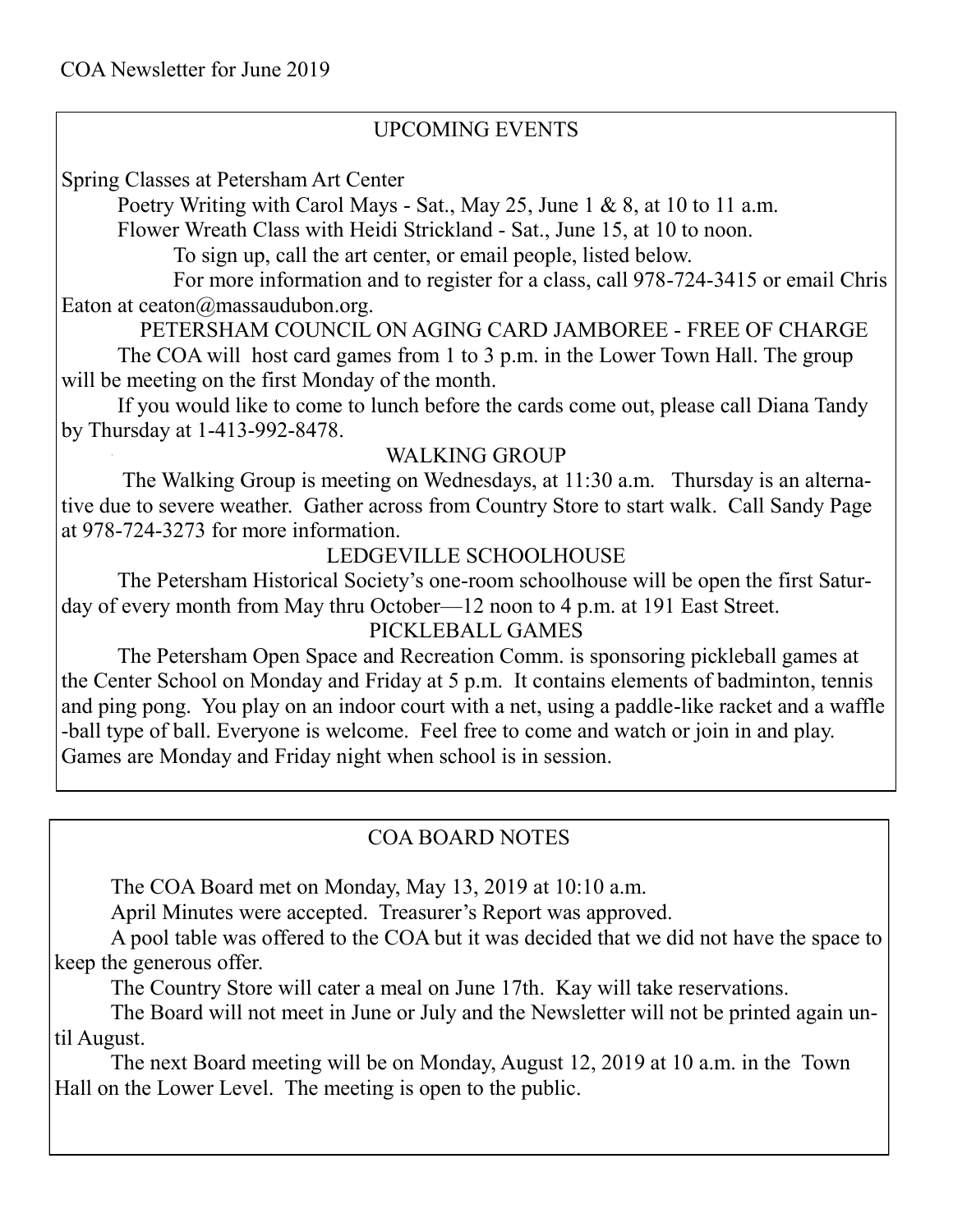COA Newsletter for June 2019

## UPCOMING EVENTS

Spring Classes at Petersham Art Center

Poetry Writing with Carol Mays - Sat., May 25, June 1 & 8, at 10 to 11 a.m.

Flower Wreath Class with Heidi Strickland - Sat., June 15, at 10 to noon.

To sign up, call the art center, or email people, listed below.

For more information and to register for a class, call 978-724-3415 or email Chris Eaton at ceaton@massaudubon.org.

### PETERSHAM COUNCIL ON AGING CARD JAMBOREE - FREE OF CHARGE

The COA will host card games from 1 to 3 p.m. in the Lower Town Hall. The group will be meeting on the first Monday of the month.

If you would like to come to lunch before the cards come out, please call Diana Tandy by Thursday at 1-413-992-8478.

### WALKING GROUP

The Walking Group is meeting on Wednesdays, at 11:30 a.m. Thursday is an alternative due to severe weather. Gather across from Country Store to start walk. Call Sandy Page at 978-724-3273 for more information.

### LEDGEVILLE SCHOOLHOUSE

The Petersham Historical Society's one-room schoolhouse will be open the first Saturday of every month from May thru October—12 noon to 4 p.m. at 191 East Street.

### PICKLEBALL GAMES

The Petersham Open Space and Recreation Comm. is sponsoring pickleball games at the Center School on Monday and Friday at 5 p.m. It contains elements of badminton, tennis and ping pong. You play on an indoor court with a net, using a paddle-like racket and a waffle-ball type of ball. Everyone is welcome. Feel free to come and watch or join in and play. Games are Monday and Friday night when school is in session.

## COA BOARD NOTES

The COA Board met on Monday, May 13, 2019 at 10:10 a.m.

April Minutes were accepted. Treasurer's Report was approved.

A pool table was offered to the COA but it was decided that we did not have the space to keep the generous offer.

The Country Store will cater a meal on June 17th. Kay will take reservations.

The Board will not meet in June or July and the Newsletter will not be printed again until August.

The next Board meeting will be on Monday, August 12, 2019 at 10 a.m. in the Town Hall on the Lower Level. The meeting is open to the public.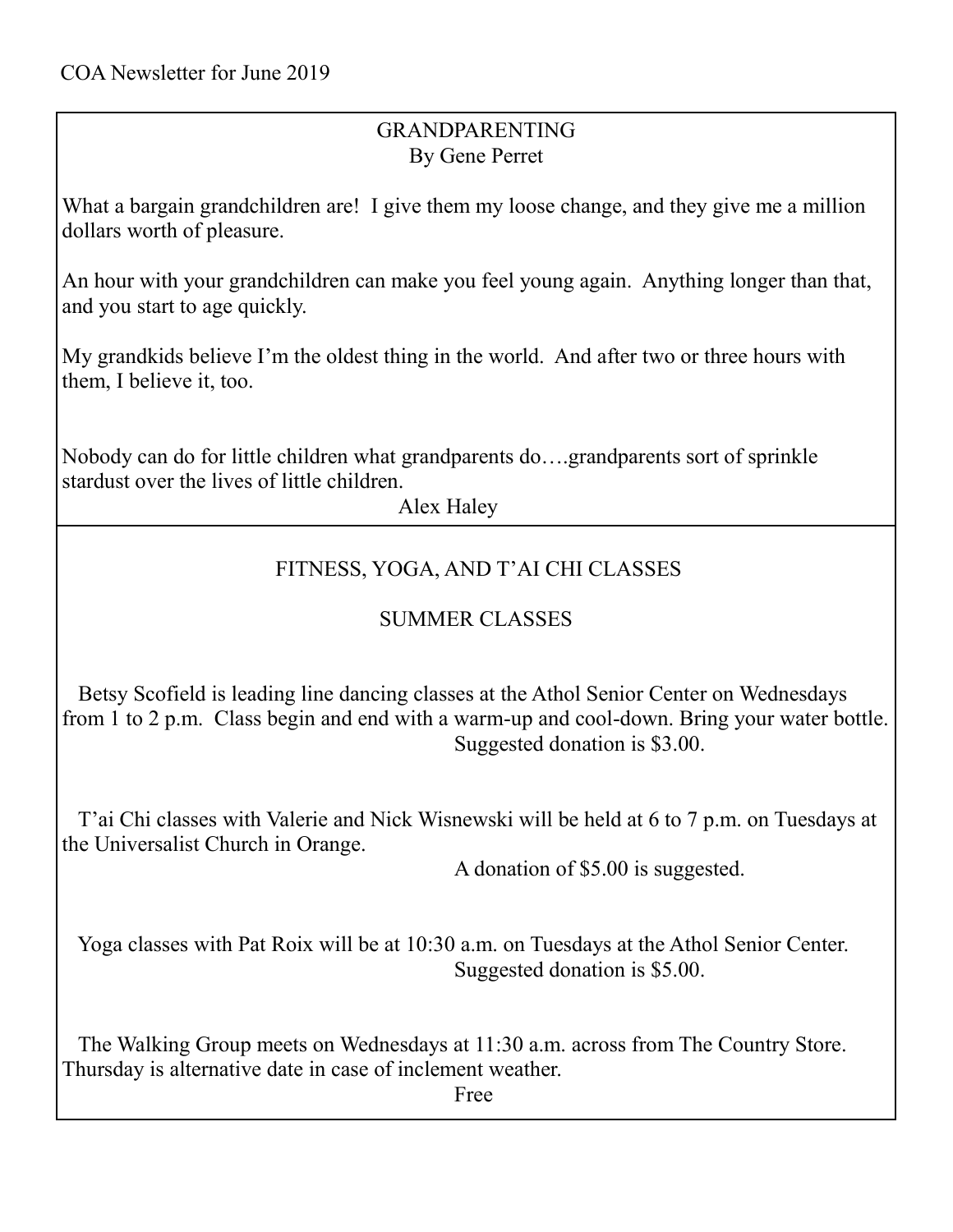COA Newsletter for June 2019

## GRANDPARENTING

By Gene Perret

What a bargain grandchildren are! I give them my loose change, and they give me a million dollars worth of pleasure.

An hour with your grandchildren can make you feel young again. Anything longer than that, and you start to age quickly.

My grandkids believe I'm the oldest thing in the world. And after two or three hours with them, I believe it, too.

Nobody can do for little children what grandparents do….grandparents sort of sprinkle stardust over the lives of little children.

Alex Haley

## FITNESS, YOGA, AND T'AI CHI CLASSES

### SUMMER CLASSES

Betsy Scofield is leading line dancing classes at the Athol Senior Center on Wednesdays from 1 to 2 p.m. Class begin and end with a warm-up and cool-down. Bring your water bottle.

Suggested donation is $3.00.

T'ai Chi classes with Valerie and Nick Wisnewski will be held at 6 to 7 p.m. on Tuesdays at the Universalist Church in Orange.

A donation of $5.00 is suggested.

Yoga classes with Pat Roix will be at 10:30 a.m. on Tuesdays at the Athol Senior Center.

Suggested donation is $5.00.

The Walking Group meets on Wednesdays at 11:30 a.m. across from The Country Store. Thursday is alternative date in case of inclement weather.

Free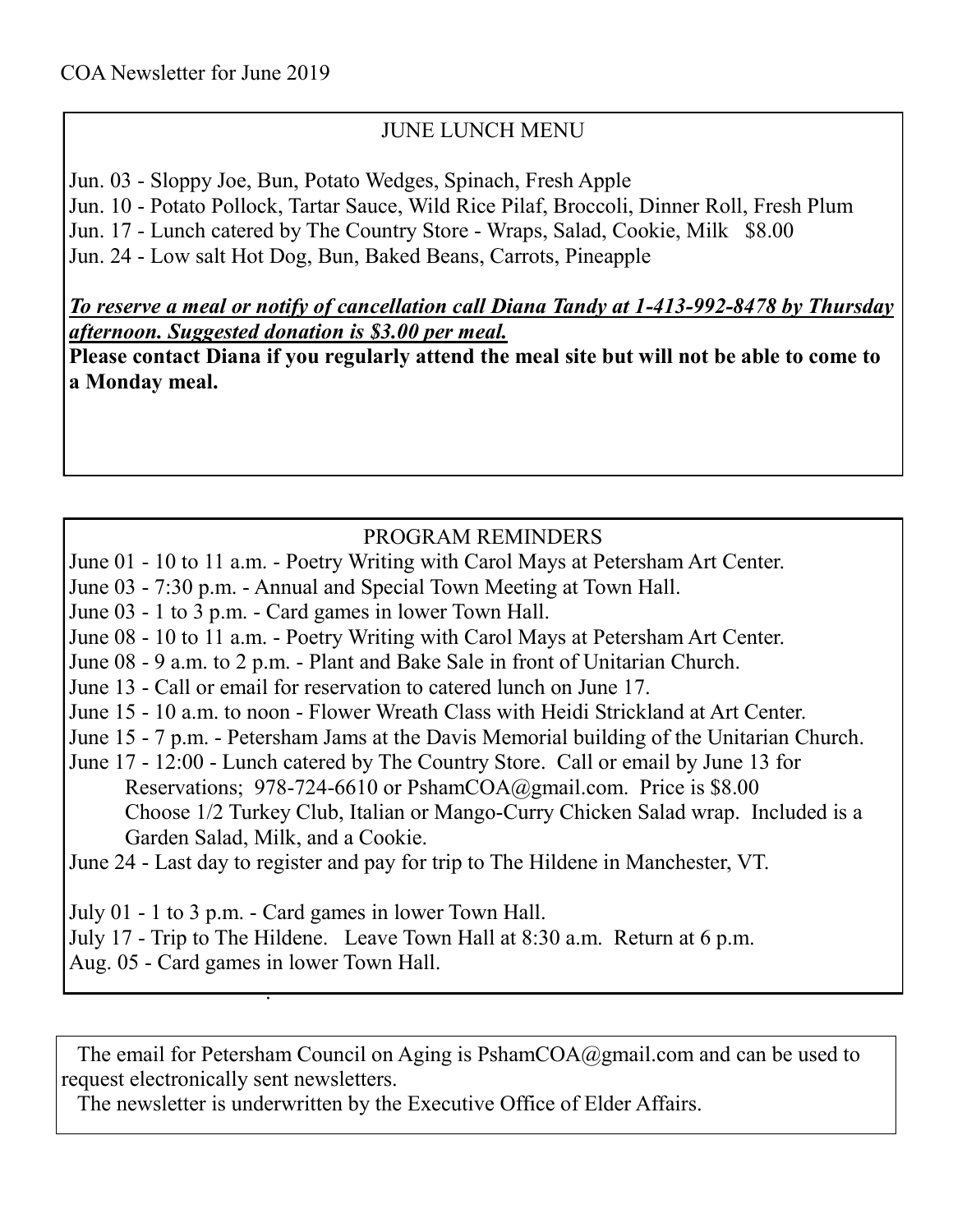COA Newsletter for June 2019

## JUNE LUNCH MENU

Jun. 03 - Sloppy Joe, Bun, Potato Wedges, Spinach, Fresh Apple
Jun. 10 - Potato Pollock, Tartar Sauce, Wild Rice Pilaf, Broccoli, Dinner Roll, Fresh Plum
Jun. 17 - Lunch catered by The Country Store - Wraps, Salad, Cookie, Milk $8.00
Jun. 24 - Low salt Hot Dog, Bun, Baked Beans, Carrots, Pineapple

***To reserve a meal or notify of cancellation call Diana Tandy at 1-413-992-8478 by Thursday afternoon. Suggested donation is $3.00 per meal.***

**Please contact Diana if you regularly attend the meal site but will not be able to come to a Monday meal.**

## PROGRAM REMINDERS

June 01 - 10 to 11 a.m. - Poetry Writing with Carol Mays at Petersham Art Center.
June 03 - 7:30 p.m. - Annual and Special Town Meeting at Town Hall.
June 03 - 1 to 3 p.m. - Card games in lower Town Hall.
June 08 - 10 to 11 a.m. - Poetry Writing with Carol Mays at Petersham Art Center.
June 08 - 9 a.m. to 2 p.m. - Plant and Bake Sale in front of Unitarian Church.
June 13 - Call or email for reservation to catered lunch on June 17.
June 15 - 10 a.m. to noon - Flower Wreath Class with Heidi Strickland at Art Center.
June 15 - 7 p.m. - Petersham Jams at the Davis Memorial building of the Unitarian Church.
June 17 - 12:00 - Lunch catered by The Country Store. Call or email by June 13 for Reservations; 978-724-6610 or PshamCOA@gmail.com. Price is $8.00
Choose 1/2 Turkey Club, Italian or Mango-Curry Chicken Salad wrap. Included is a Garden Salad, Milk, and a Cookie.
June 24 - Last day to register and pay for trip to The Hildene in Manchester, VT.

July 01 - 1 to 3 p.m. - Card games in lower Town Hall.
July 17 - Trip to The Hildene. Leave Town Hall at 8:30 a.m. Return at 6 p.m.
Aug. 05 - Card games in lower Town Hall.

The email for Petersham Council on Aging is PshamCOA@gmail.com and can be used to request electronically sent newsletters.

The newsletter is underwritten by the Executive Office of Elder Affairs.